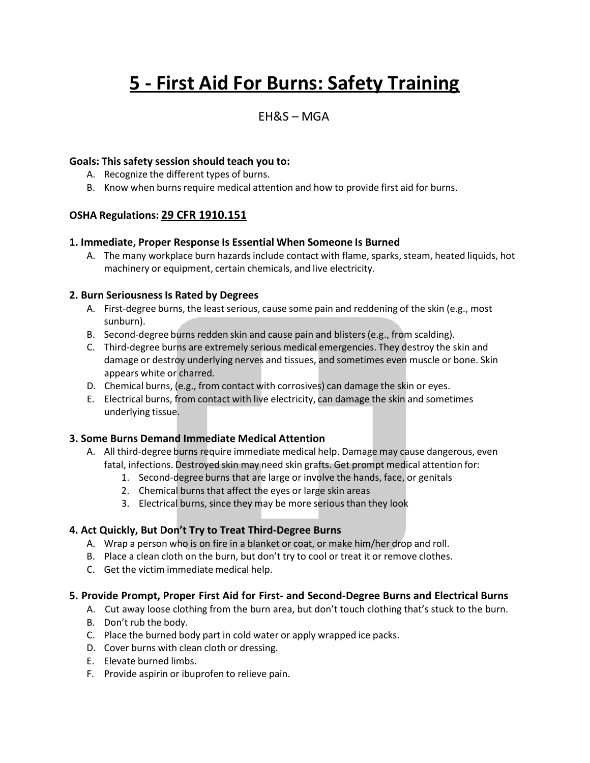# 5 - First Aid For Burns: Safety Training

EH&S – MGA

**Goals: This safety session should teach you to:**

A. Recognize the different types of burns.
B. Know when burns require medical attention and how to provide first aid for burns.

**OSHA Regulations: 29 CFR 1910.151**

### 1. Immediate, Proper Response Is Essential When Someone Is Burned

A. The many workplace burn hazards include contact with flame, sparks, steam, heated liquids, hot machinery or equipment, certain chemicals, and live electricity.

### 2. Burn Seriousness Is Rated by Degrees

A. First-degree burns, the least serious, cause some pain and reddening of the skin (e.g., most sunburn).
B. Second-degree burns redden skin and cause pain and blisters (e.g., from scalding).
C. Third-degree burns are extremely serious medical emergencies. They destroy the skin and damage or destroy underlying nerves and tissues, and sometimes even muscle or bone. Skin appears white or charred.
D. Chemical burns, (e.g., from contact with corrosives) can damage the skin or eyes.
E. Electrical burns, from contact with live electricity, can damage the skin and sometimes underlying tissue.

### 3. Some Burns Demand Immediate Medical Attention

A. All third-degree burns require immediate medical help. Damage may cause dangerous, even fatal, infections. Destroyed skin may need skin grafts. Get prompt medical attention for:
   1. Second-degree burns that are large or involve the hands, face, or genitals
   2. Chemical burns that affect the eyes or large skin areas
   3. Electrical burns, since they may be more serious than they look

### 4. Act Quickly, But Don't Try to Treat Third-Degree Burns

A. Wrap a person who is on fire in a blanket or coat, or make him/her drop and roll.
B. Place a clean cloth on the burn, but don't try to cool or treat it or remove clothes.
C. Get the victim immediate medical help.

### 5. Provide Prompt, Proper First Aid for First- and Second-Degree Burns and Electrical Burns

A. Cut away loose clothing from the burn area, but don't touch clothing that's stuck to the burn.
B. Don't rub the body.
C. Place the burned body part in cold water or apply wrapped ice packs.
D. Cover burns with clean cloth or dressing.
E. Elevate burned limbs.
F. Provide aspirin or ibuprofen to relieve pain.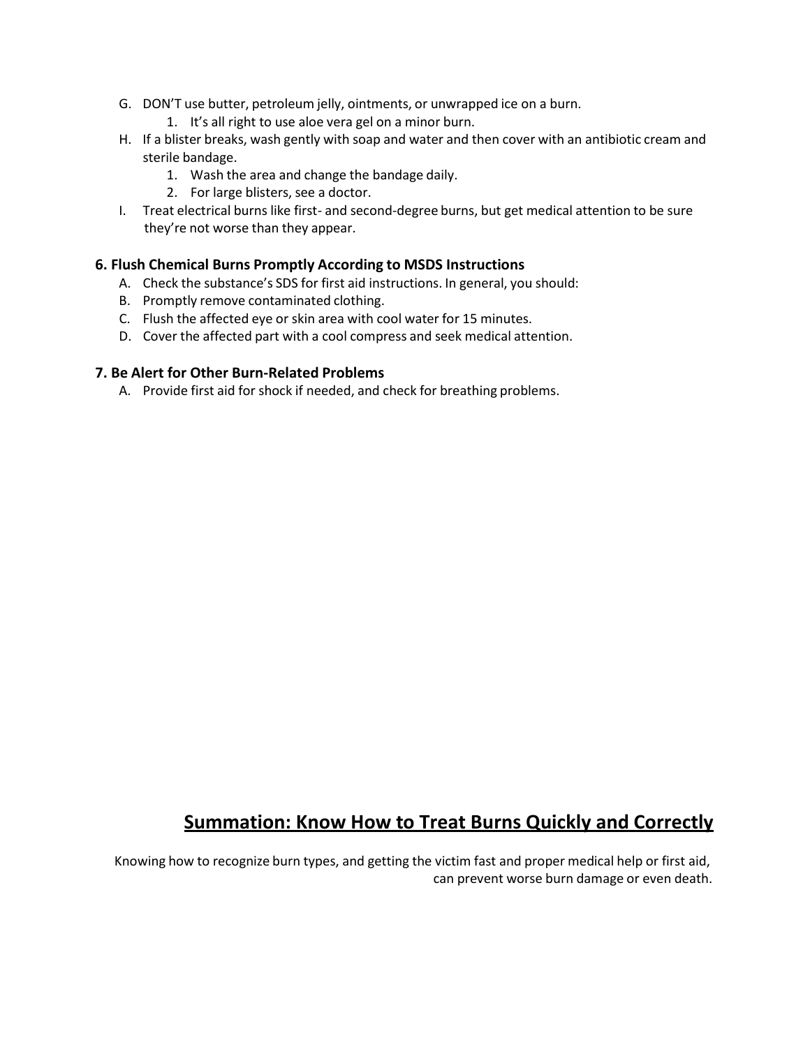G. DON'T use butter, petroleum jelly, ointments, or unwrapped ice on a burn.
    1. It's all right to use aloe vera gel on a minor burn.

H. If a blister breaks, wash gently with soap and water and then cover with an antibiotic cream and sterile bandage.
    1. Wash the area and change the bandage daily.
    2. For large blisters, see a doctor.

I. Treat electrical burns like first- and second-degree burns, but get medical attention to be sure they're not worse than they appear.

### 6. Flush Chemical Burns Promptly According to MSDS Instructions

A. Check the substance's SDS for first aid instructions. In general, you should:

B. Promptly remove contaminated clothing.

C. Flush the affected eye or skin area with cool water for 15 minutes.

D. Cover the affected part with a cool compress and seek medical attention.

### 7. Be Alert for Other Burn-Related Problems

A. Provide first aid for shock if needed, and check for breathing problems.

## Summation: Know How to Treat Burns Quickly and Correctly

Knowing how to recognize burn types, and getting the victim fast and proper medical help or first aid, can prevent worse burn damage or even death.